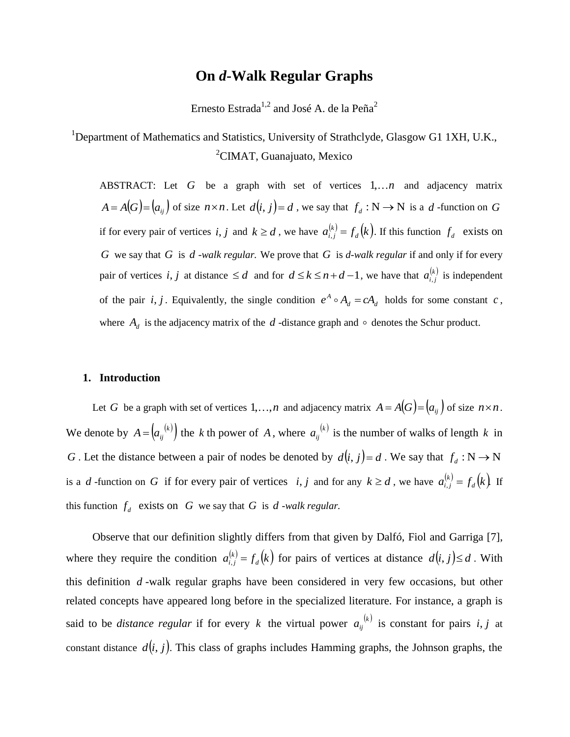# On *d*-Walk Regular Graphs

Ernesto Estrada[1,2] and José A. de la Peña[2]

[1]Department of Mathematics and Statistics, University of Strathclyde, Glasgow G1 1XH, U.K.,
[2]CIMAT, Guanajuato, Mexico

ABSTRACT: Let $G$ be a graph with set of vertices $1,\ldots n$ and adjacency matrix $A = A(G) = (a_{ij})$ of size $n \times n$. Let $d(i, j) = d$, we say that $f_d : \mathrm{N} \to \mathrm{N}$ is a $d$-function on $G$ if for every pair of vertices $i, j$ and $k \geq d$, we have $a_{i,j}^{(k)} = f_d(k)$. If this function $f_d$ exists on $G$ we say that $G$ is $d$*-walk regular.* We prove that $G$ is *d-walk regular* if and only if for every pair of vertices $i, j$ at distance $\leq d$ and for $d \leq k \leq n + d - 1$, we have that $a_{i,j}^{(k)}$ is independent of the pair $i, j$. Equivalently, the single condition $e^A \circ A_d = cA_d$ holds for some constant $c$, where $A_d$ is the adjacency matrix of the $d$-distance graph and $\circ$ denotes the Schur product.

## 1. Introduction

Let $G$ be a graph with set of vertices $1,\ldots,n$ and adjacency matrix $A = A(G) = (a_{ij})$ of size $n \times n$. We denote by $A = \left(a_{ij}^{(k)}\right)$ the $k$ th power of $A$, where $a_{ij}^{(k)}$ is the number of walks of length $k$ in $G$. Let the distance between a pair of nodes be denoted by $d(i, j) = d$. We say that $f_d : \mathrm{N} \to \mathrm{N}$ is a $d$-function on $G$ if for every pair of vertices $i, j$ and for any $k \geq d$, we have $a_{i,j}^{(k)} = f_d(k)$. If this function $f_d$ exists on $G$ we say that $G$ is $d$*-walk regular.*

Observe that our definition slightly differs from that given by Dalfó, Fiol and Garriga [7], where they require the condition $a_{i,j}^{(k)} = f_d(k)$ for pairs of vertices at distance $d(i, j) \leq d$. With this definition $d$-walk regular graphs have been considered in very few occasions, but other related concepts have appeared long before in the specialized literature. For instance, a graph is said to be *distance regular* if for every $k$ the virtual power $a_{ij}^{(k)}$ is constant for pairs $i, j$ at constant distance $d(i, j)$. This class of graphs includes Hamming graphs, the Johnson graphs, the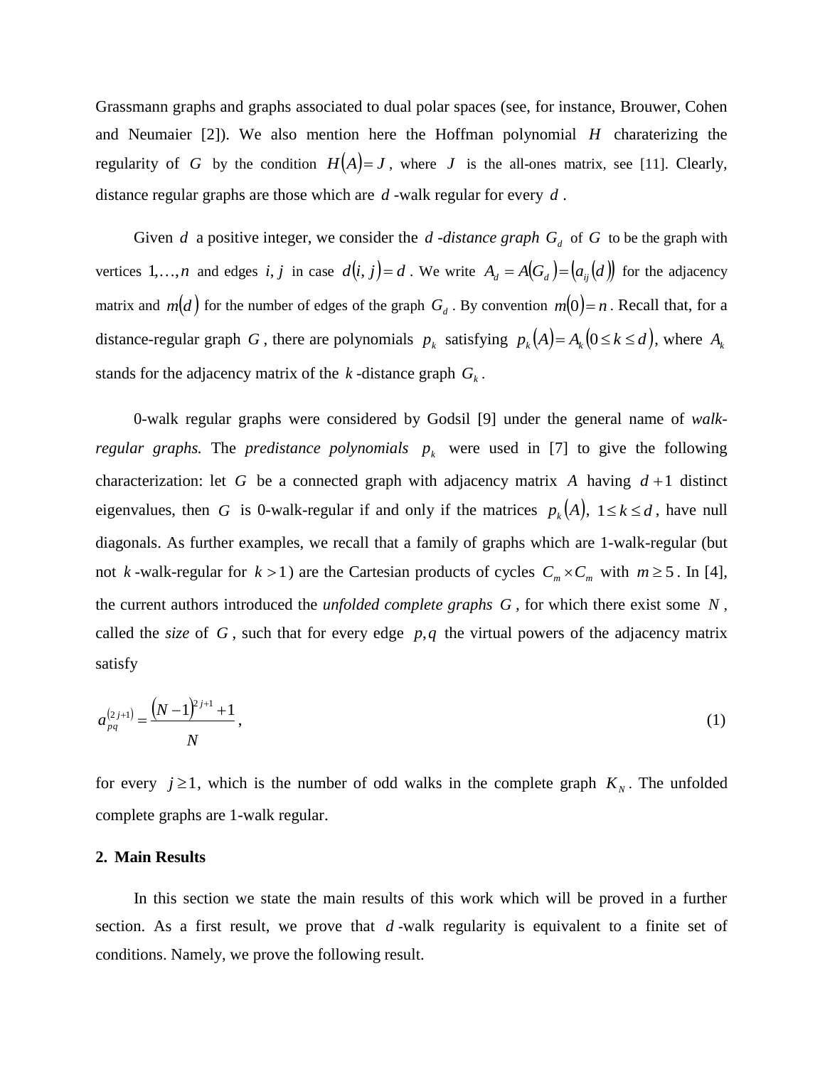Grassmann graphs and graphs associated to dual polar spaces (see, for instance, Brouwer, Cohen and Neumaier [2]). We also mention here the Hoffman polynomial $H$ charaterizing the regularity of $G$ by the condition $H(A) = J$, where $J$ is the all-ones matrix, see [11]. Clearly, distance regular graphs are those which are $d$-walk regular for every $d$.

Given $d$ a positive integer, we consider the *$d$-distance graph* $G_d$ of $G$ to be the graph with vertices $1,\ldots,n$ and edges $i, j$ in case $d(i, j) = d$. We write $A_d = A(G_d) = (a_{ij}(d))$ for the adjacency matrix and $m(d)$ for the number of edges of the graph $G_d$. By convention $m(0) = n$. Recall that, for a distance-regular graph $G$, there are polynomials $p_k$ satisfying $p_k(A) = A_k \ (0 \le k \le d)$, where $A_k$ stands for the adjacency matrix of the $k$-distance graph $G_k$.

0-walk regular graphs were considered by Godsil [9] under the general name of *walk-regular graphs.* The *predistance polynomials* $p_k$ were used in [7] to give the following characterization: let $G$ be a connected graph with adjacency matrix $A$ having $d+1$ distinct eigenvalues, then $G$ is 0-walk-regular if and only if the matrices $p_k(A)$, $1 \le k \le d$, have null diagonals. As further examples, we recall that a family of graphs which are 1-walk-regular (but not $k$-walk-regular for $k > 1$) are the Cartesian products of cycles $C_m \times C_m$ with $m \ge 5$. In [4], the current authors introduced the *unfolded complete graphs* $G$, for which there exist some $N$, called the *size* of $G$, such that for every edge $p, q$ the virtual powers of the adjacency matrix satisfy

$$a_{pq}^{(2j+1)} = \frac{(N-1)^{2j+1} + 1}{N}, \tag{1}$$

for every $j \ge 1$, which is the number of odd walks in the complete graph $K_N$. The unfolded complete graphs are 1-walk regular.

## 2. Main Results

In this section we state the main results of this work which will be proved in a further section. As a first result, we prove that $d$-walk regularity is equivalent to a finite set of conditions. Namely, we prove the following result.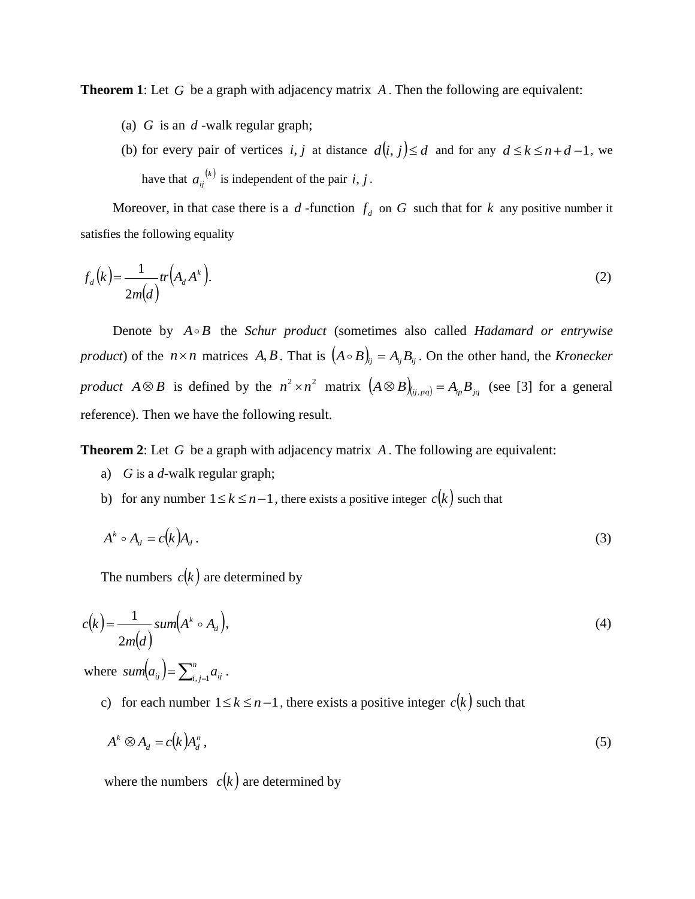**Theorem 1**: Let $G$ be a graph with adjacency matrix $A$. Then the following are equivalent:

(a) $G$ is an $d$-walk regular graph;

(b) for every pair of vertices $i, j$ at distance $d(i, j) \le d$ and for any $d \le k \le n + d - 1$, we have that $a_{ij}^{(k)}$ is independent of the pair $i, j$.

Moreover, in that case there is a $d$-function $f_d$ on $G$ such that for $k$ any positive number it satisfies the following equality

$$f_d(k) = \frac{1}{2m(d)} tr(A_d A^k). \tag{2}$$

Denote by $A \circ B$ the *Schur product* (sometimes also called *Hadamard or entrywise product*) of the $n \times n$ matrices $A, B$. That is $(A \circ B)_{ij} = A_{ij} B_{ij}$. On the other hand, the *Kronecker product* $A \otimes B$ is defined by the $n^2 \times n^2$ matrix $(A \otimes B)_{(ij, pq)} = A_{ip} B_{jq}$ (see [3] for a general reference). Then we have the following result.

**Theorem 2**: Let $G$ be a graph with adjacency matrix $A$. The following are equivalent:

a) $G$ is a $d$-walk regular graph;

b) for any number $1 \le k \le n-1$, there exists a positive integer $c(k)$ such that

$$A^k \circ A_d = c(k) A_d. \tag{3}$$

The numbers $c(k)$ are determined by

$$c(k) = \frac{1}{2m(d)} sum(A^k \circ A_d), \tag{4}$$

where $sum(a_{ij}) = \sum_{i,j=1}^{n} a_{ij}$.

c) for each number $1 \le k \le n-1$, there exists a positive integer $c(k)$ such that

$$A^k \otimes A_d = c(k) A_d^n, \tag{5}$$

where the numbers $c(k)$ are determined by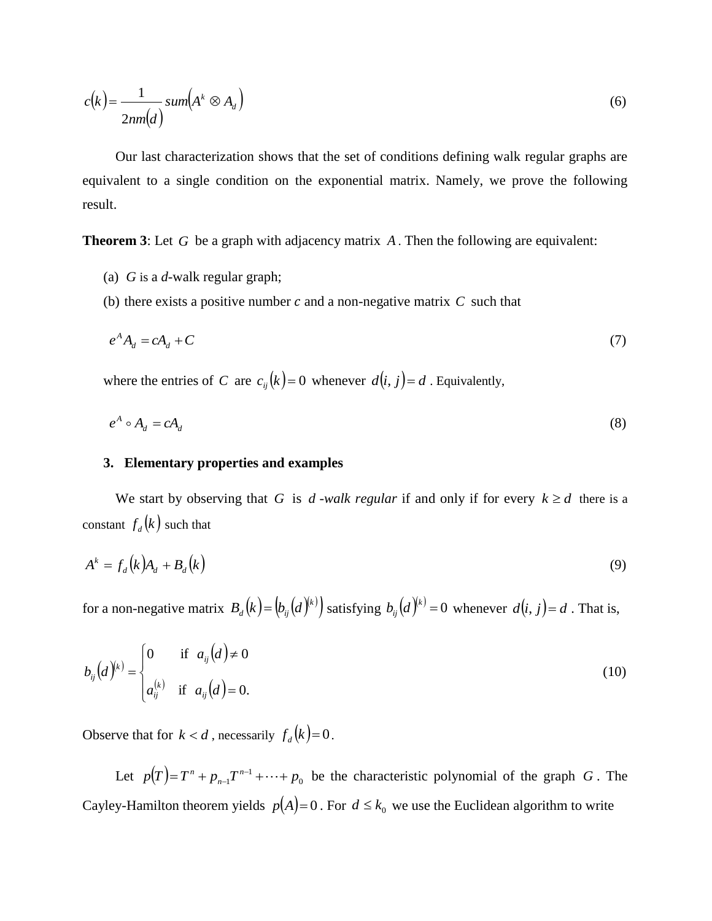$$c(k) = \frac{1}{2nm(d)} sum\left(A^k \otimes A_d\right) \tag{6}$$

Our last characterization shows that the set of conditions defining walk regular graphs are equivalent to a single condition on the exponential matrix. Namely, we prove the following result.

**Theorem 3**: Let $G$ be a graph with adjacency matrix $A$. Then the following are equivalent:

(a) $G$ is a $d$-walk regular graph;

(b) there exists a positive number $c$ and a non-negative matrix $C$ such that

$$e^A A_d = cA_d + C \tag{7}$$

where the entries of $C$ are $c_{ij}(k) = 0$ whenever $d(i, j) = d$. Equivalently,

$$e^A \circ A_d = cA_d \tag{8}$$

### 3. Elementary properties and examples

We start by observing that $G$ is $d$*-walk regular* if and only if for every $k \geq d$ there is a constant $f_d(k)$ such that

$$A^k = f_d(k)A_d + B_d(k) \tag{9}$$

for a non-negative matrix $B_d(k) = \left(b_{ij}(d)^{(k)}\right)$ satisfying $b_{ij}(d)^{(k)} = 0$ whenever $d(i, j) = d$. That is,

$$b_{ij}(d)^{(k)} = \begin{cases} 0 & \text{if } a_{ij}(d) \neq 0 \\ a_{ij}^{(k)} & \text{if } a_{ij}(d) = 0. \end{cases} \tag{10}$$

Observe that for $k < d$, necessarily $f_d(k) = 0$.

Let $p(T) = T^n + p_{n-1}T^{n-1} + \cdots + p_0$ be the characteristic polynomial of the graph $G$. The Cayley-Hamilton theorem yields $p(A) = 0$. For $d \leq k_0$ we use the Euclidean algorithm to write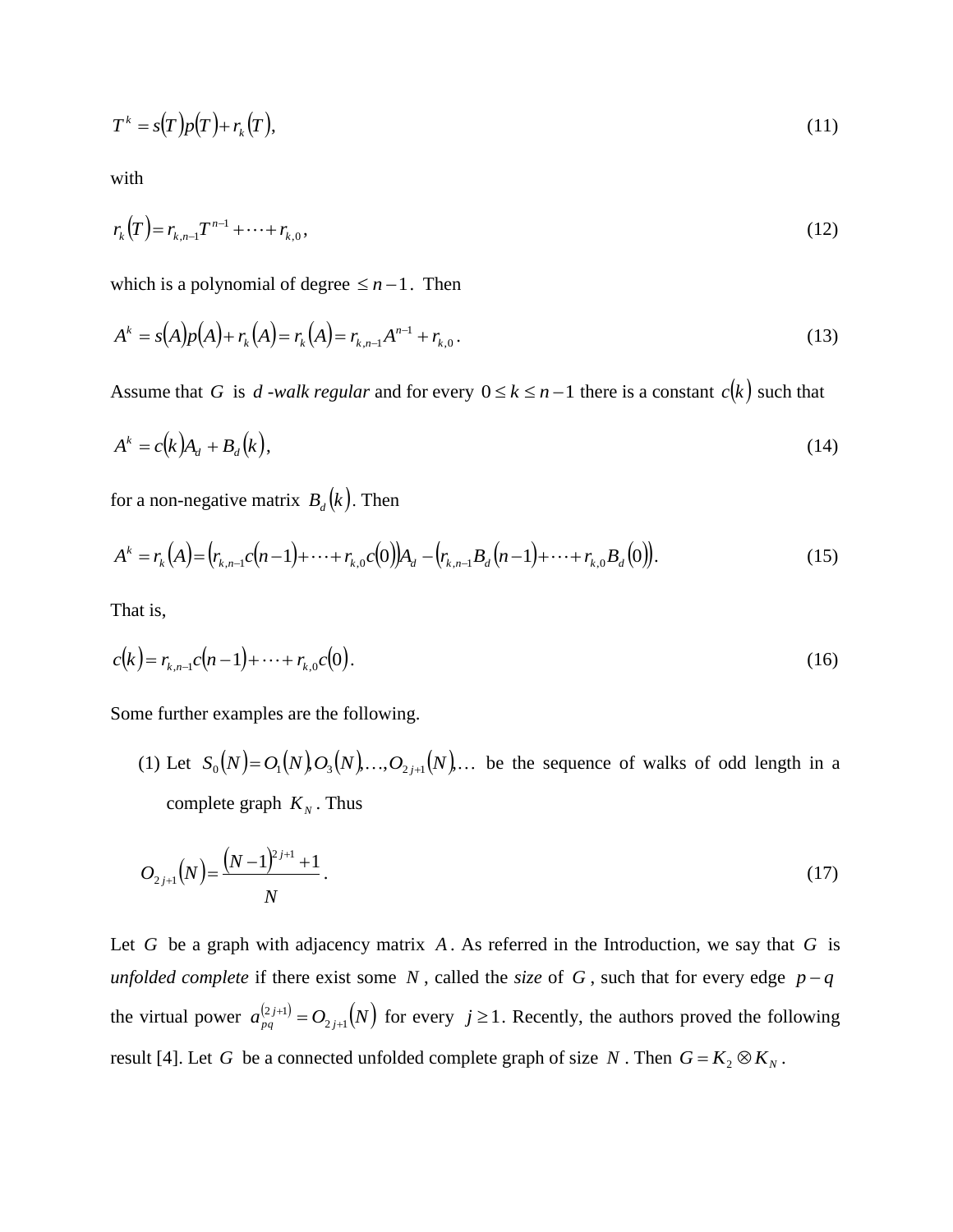$$T^k = s(T)p(T) + r_k(T), \tag{11}$$

with

$$r_k(T) = r_{k,n-1}T^{n-1} + \cdots + r_{k,0}, \tag{12}$$

which is a polynomial of degree $\leq n-1$. Then

$$A^k = s(A)p(A) + r_k(A) = r_k(A) = r_{k,n-1}A^{n-1} + r_{k,0}. \tag{13}$$

Assume that $G$ is $d$*-walk regular* and for every $0 \leq k \leq n-1$ there is a constant $c(k)$ such that

$$A^k = c(k)A_d + B_d(k), \tag{14}$$

for a non-negative matrix $B_d(k)$. Then

$$A^k = r_k(A) = (r_{k,n-1}c(n-1) + \cdots + r_{k,0}c(0))A_d - (r_{k,n-1}B_d(n-1) + \cdots + r_{k,0}B_d(0)). \tag{15}$$

That is,

$$c(k) = r_{k,n-1}c(n-1) + \cdots + r_{k,0}c(0). \tag{16}$$

Some further examples are the following.

(1) Let $S_0(N) = O_1(N), O_3(N), \ldots, O_{2j+1}(N), \ldots$ be the sequence of walks of odd length in a complete graph $K_N$. Thus

$$O_{2j+1}(N) = \frac{(N-1)^{2j+1} + 1}{N}. \tag{17}$$

Let $G$ be a graph with adjacency matrix $A$. As referred in the Introduction, we say that $G$ is *unfolded complete* if there exist some $N$, called the *size* of $G$, such that for every edge $p-q$ the virtual power $a_{pq}^{(2j+1)} = O_{2j+1}(N)$ for every $j \geq 1$. Recently, the authors proved the following result [4]. Let $G$ be a connected unfolded complete graph of size $N$. Then $G = K_2 \otimes K_N$.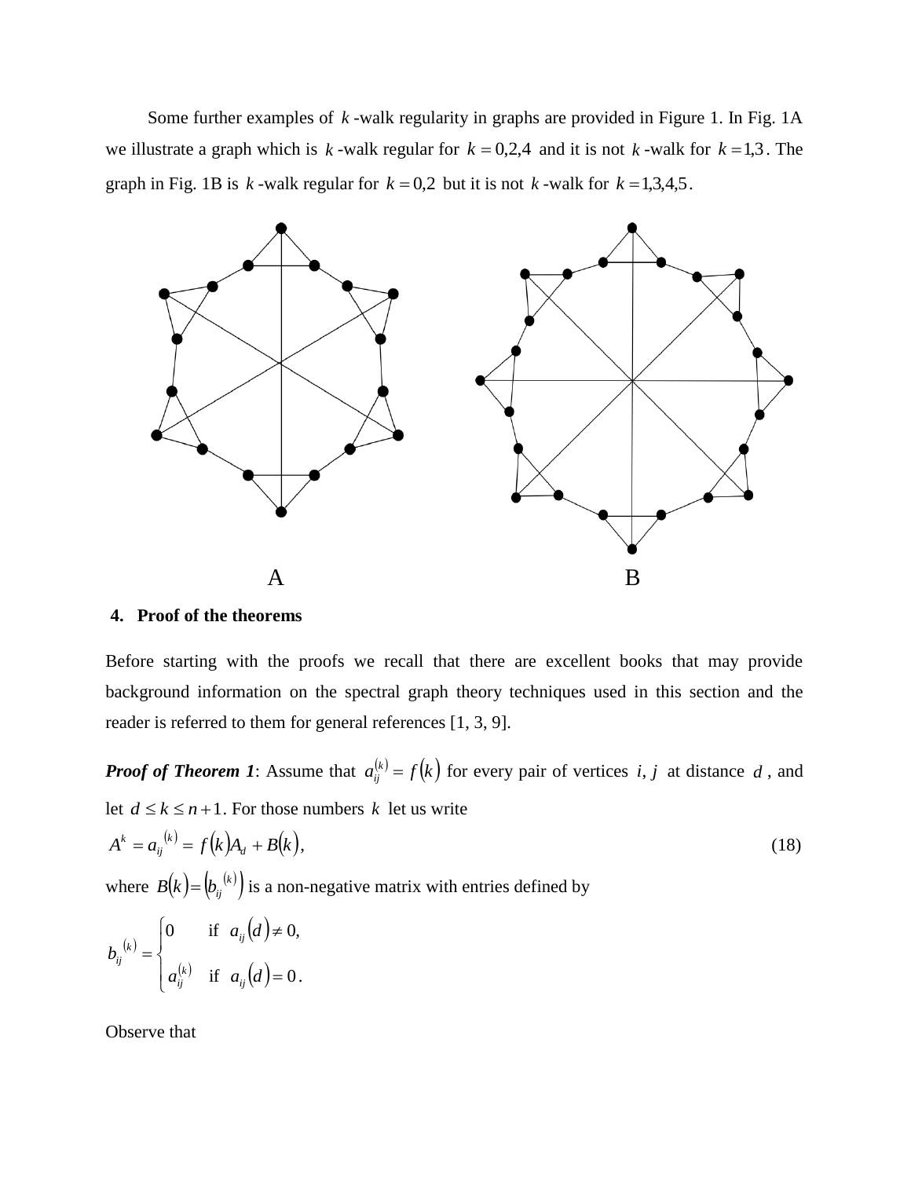Some further examples of $k$-walk regularity in graphs are provided in Figure 1. In Fig. 1A we illustrate a graph which is $k$-walk regular for $k = 0,2,4$ and it is not $k$-walk for $k = 1,3$. The graph in Fig. 1B is $k$-walk regular for $k = 0,2$ but it is not $k$-walk for $k = 1,3,4,5$.

A B

## 4. Proof of the theorems

Before starting with the proofs we recall that there are excellent books that may provide background information on the spectral graph theory techniques used in this section and the reader is referred to them for general references [1, 3, 9].

***Proof of Theorem 1***: Assume that $a_{ij}^{(k)} = f(k)$ for every pair of vertices $i, j$ at distance $d$, and let $d \leq k \leq n+1$. For those numbers $k$ let us write

$$A^k = a_{ij}^{(k)} = f(k)A_d + B(k), \tag{18}$$

where $B(k) = \left(b_{ij}^{(k)}\right)$ is a non-negative matrix with entries defined by

$$b_{ij}^{(k)} = \begin{cases} 0 & \text{if } a_{ij}(d) \neq 0, \\ a_{ij}^{(k)} & \text{if } a_{ij}(d) = 0. \end{cases}$$

Observe that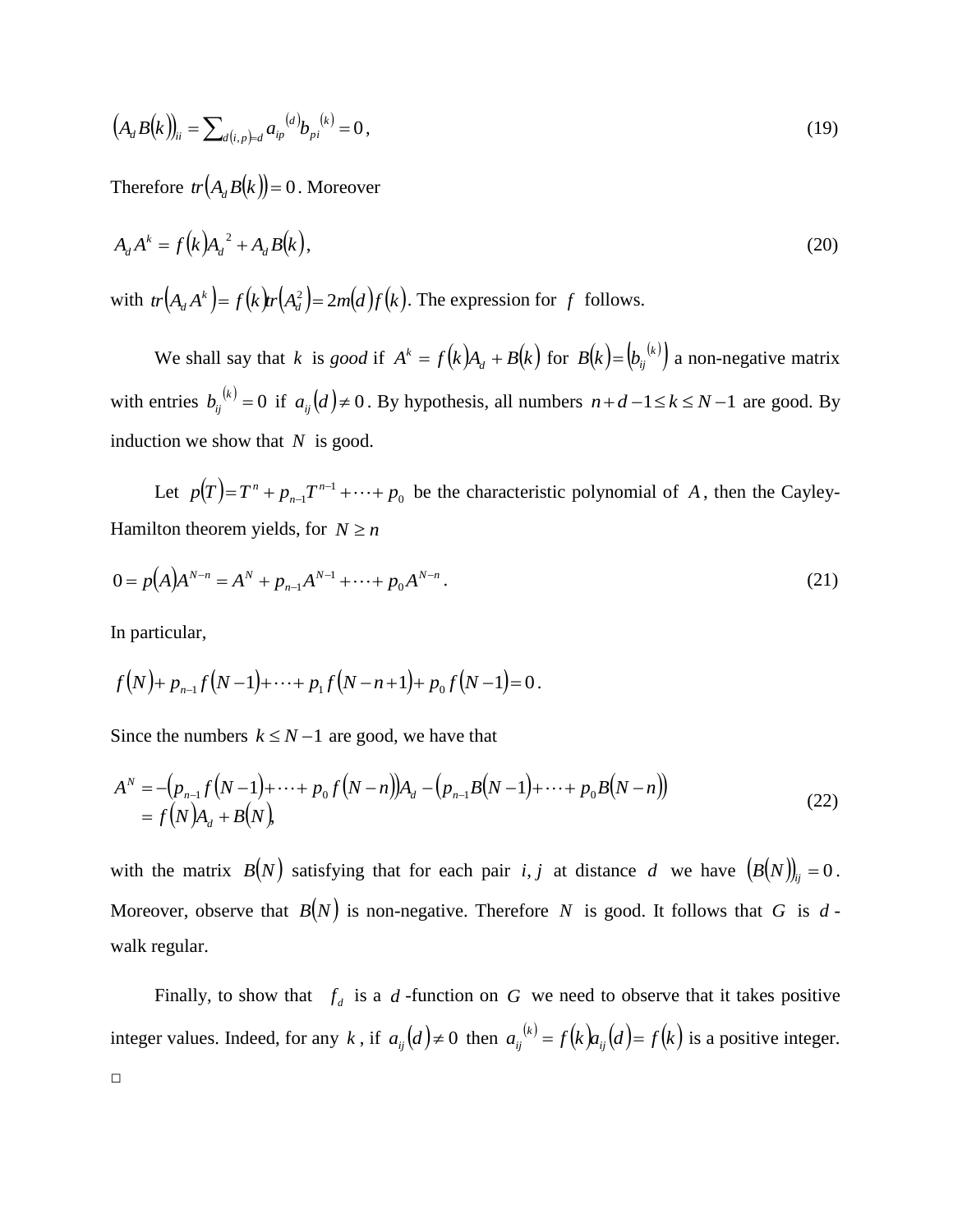$$\left(A_d B(k)\right)_{ii} = \sum_{d(i,p)=d} a_{ip}{}^{(d)} b_{pi}{}^{(k)} = 0\,, \tag{19}$$

Therefore $tr\left(A_d B(k)\right) = 0$. Moreover

$$A_d A^k = f(k) A_d{}^2 + A_d B(k), \tag{20}$$

with $tr\left(A_d A^k\right) = f(k) tr\left(A_d^2\right) = 2m(d) f(k)$. The expression for $f$ follows.

We shall say that $k$ is *good* if $A^k = f(k) A_d + B(k)$ for $B(k) = \left(b_{ij}{}^{(k)}\right)$ a non-negative matrix with entries $b_{ij}{}^{(k)} = 0$ if $a_{ij}(d) \neq 0$. By hypothesis, all numbers $n + d - 1 \leq k \leq N - 1$ are good. By induction we show that $N$ is good.

Let $p(T) = T^n + p_{n-1}T^{n-1} + \cdots + p_0$ be the characteristic polynomial of $A$, then the Cayley-Hamilton theorem yields, for $N \geq n$

$$0 = p(A) A^{N-n} = A^N + p_{n-1} A^{N-1} + \cdots + p_0 A^{N-n}\,. \tag{21}$$

In particular,

$$f(N) + p_{n-1} f(N-1) + \cdots + p_1 f(N-n+1) + p_0 f(N-1) = 0\,.$$

Since the numbers $k \leq N - 1$ are good, we have that

$$\begin{aligned} A^N &= -\left(p_{n-1} f(N-1) + \cdots + p_0 f(N-n)\right) A_d - \left(p_{n-1} B(N-1) + \cdots + p_0 B(N-n)\right) \\ &= f(N) A_d + B(N), \end{aligned} \tag{22}$$

with the matrix $B(N)$ satisfying that for each pair $i, j$ at distance $d$ we have $\left(B(N)\right)_{ij} = 0$. Moreover, observe that $B(N)$ is non-negative. Therefore $N$ is good. It follows that $G$ is $d$-walk regular.

Finally, to show that $f_d$ is a $d$-function on $G$ we need to observe that it takes positive integer values. Indeed, for any $k$, if $a_{ij}(d) \neq 0$ then $a_{ij}{}^{(k)} = f(k) a_{ij}(d) = f(k)$ is a positive integer. □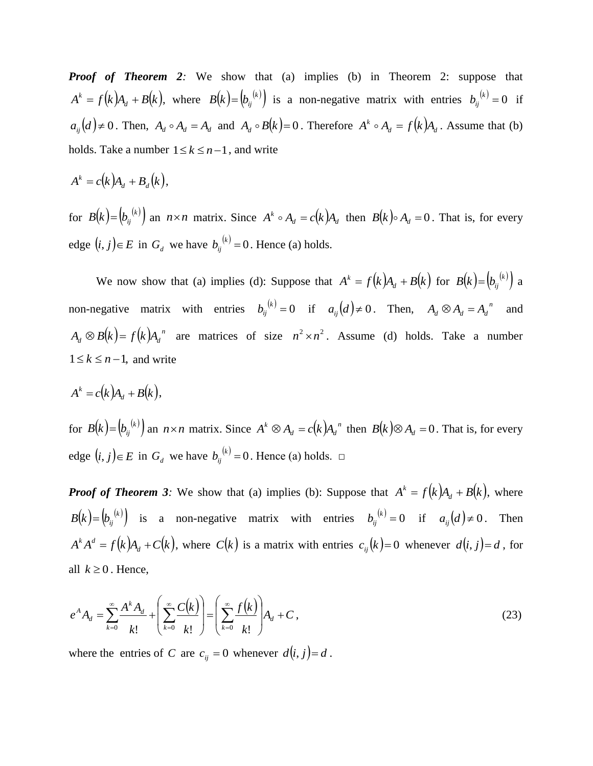***Proof of Theorem 2:*** We show that (a) implies (b) in Theorem 2: suppose that $A^k = f(k)A_d + B(k)$, where $B(k) = \left(b_{ij}^{(k)}\right)$ is a non-negative matrix with entries $b_{ij}^{(k)} = 0$ if $a_{ij}(d) \neq 0$. Then, $A_d \circ A_d = A_d$ and $A_d \circ B(k) = 0$. Therefore $A^k \circ A_d = f(k)A_d$. Assume that (b) holds. Take a number $1 \leq k \leq n-1$, and write

$$A^k = c(k)A_d + B_d(k),$$

for $B(k) = \left(b_{ij}^{(k)}\right)$ an $n \times n$ matrix. Since $A^k \circ A_d = c(k)A_d$ then $B(k) \circ A_d = 0$. That is, for every edge $(i, j) \in E$ in $G_d$ we have $b_{ij}^{(k)} = 0$. Hence (a) holds.

We now show that (a) implies (d): Suppose that $A^k = f(k)A_d + B(k)$ for $B(k) = \left(b_{ij}^{(k)}\right)$ a non-negative matrix with entries $b_{ij}^{(k)} = 0$ if $a_{ij}(d) \neq 0$. Then, $A_d \otimes A_d = A_d{}^n$ and $A_d \otimes B(k) = f(k)A_d{}^n$ are matrices of size $n^2 \times n^2$. Assume (d) holds. Take a number $1 \leq k \leq n-1$, and write

$$A^k = c(k)A_d + B(k),$$

for $B(k) = \left(b_{ij}^{(k)}\right)$ an $n \times n$ matrix. Since $A^k \otimes A_d = c(k)A_d{}^n$ then $B(k) \otimes A_d = 0$. That is, for every edge $(i, j) \in E$ in $G_d$ we have $b_{ij}^{(k)} = 0$. Hence (a) holds. □

***Proof of Theorem 3:*** We show that (a) implies (b): Suppose that $A^k = f(k)A_d + B(k)$, where $B(k) = \left(b_{ij}^{(k)}\right)$ is a non-negative matrix with entries $b_{ij}^{(k)} = 0$ if $a_{ij}(d) \neq 0$. Then $A^k A^d = f(k)A_d + C(k)$, where $C(k)$ is a matrix with entries $c_{ij}(k) = 0$ whenever $d(i, j) = d$, for all $k \geq 0$. Hence,

$$e^A A_d = \sum_{k=0}^{\infty} \frac{A^k A_d}{k!} + \left( \sum_{k=0}^{\infty} \frac{C(k)}{k!} \right) = \left( \sum_{k=0}^{\infty} \frac{f(k)}{k!} \right) A_d + C, \tag{23}$$

where the entries of $C$ are $c_{ij} = 0$ whenever $d(i, j) = d$.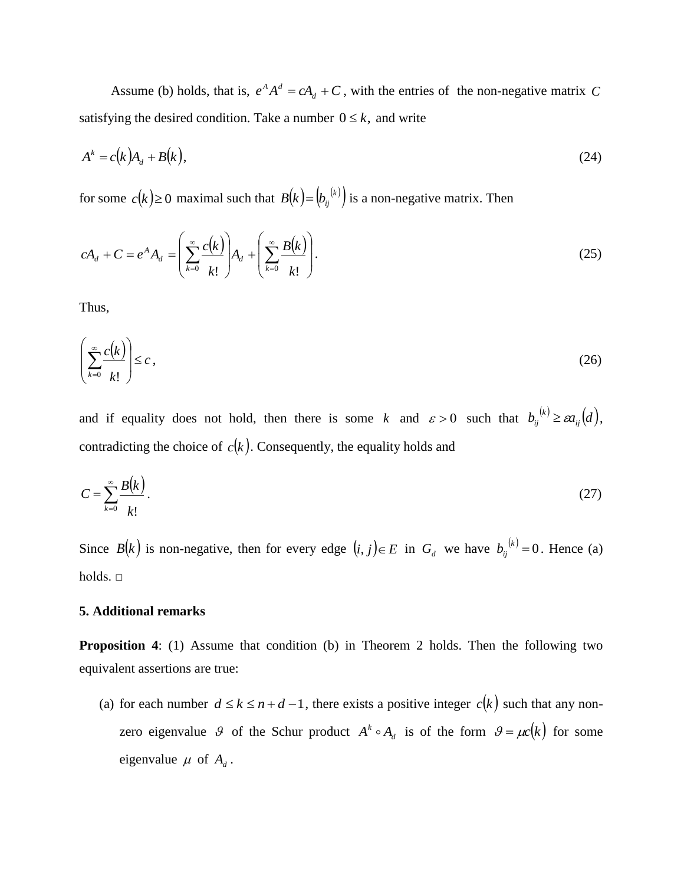Assume (b) holds, that is, $e^A A^d = cA_d + C$, with the entries of the non-negative matrix $C$ satisfying the desired condition. Take a number $0 \le k,$ and write

$$A^k = c(k)A_d + B(k), \tag{24}$$

for some $c(k) \ge 0$ maximal such that $B(k) = \left(b_{ij}^{(k)}\right)$ is a non-negative matrix. Then

$$cA_d + C = e^A A_d = \left(\sum_{k=0}^{\infty} \frac{c(k)}{k!}\right) A_d + \left(\sum_{k=0}^{\infty} \frac{B(k)}{k!}\right). \tag{25}$$

Thus,

$$\left(\sum_{k=0}^{\infty} \frac{c(k)}{k!}\right) \le c, \tag{26}$$

and if equality does not hold, then there is some $k$ and $\varepsilon > 0$ such that $b_{ij}^{(k)} \ge \varepsilon a_{ij}(d)$, contradicting the choice of $c(k)$. Consequently, the equality holds and

$$C = \sum_{k=0}^{\infty} \frac{B(k)}{k!}. \tag{27}$$

Since $B(k)$ is non-negative, then for every edge $(i, j) \in E$ in $G_d$ we have $b_{ij}^{(k)} = 0$. Hence (a) holds. □

## 5. Additional remarks

**Proposition 4**: (1) Assume that condition (b) in Theorem 2 holds. Then the following two equivalent assertions are true:

(a) for each number $d \le k \le n + d - 1$, there exists a positive integer $c(k)$ such that any non-zero eigenvalue $\vartheta$ of the Schur product $A^k \circ A_d$ is of the form $\vartheta = \mu c(k)$ for some eigenvalue $\mu$ of $A_d$.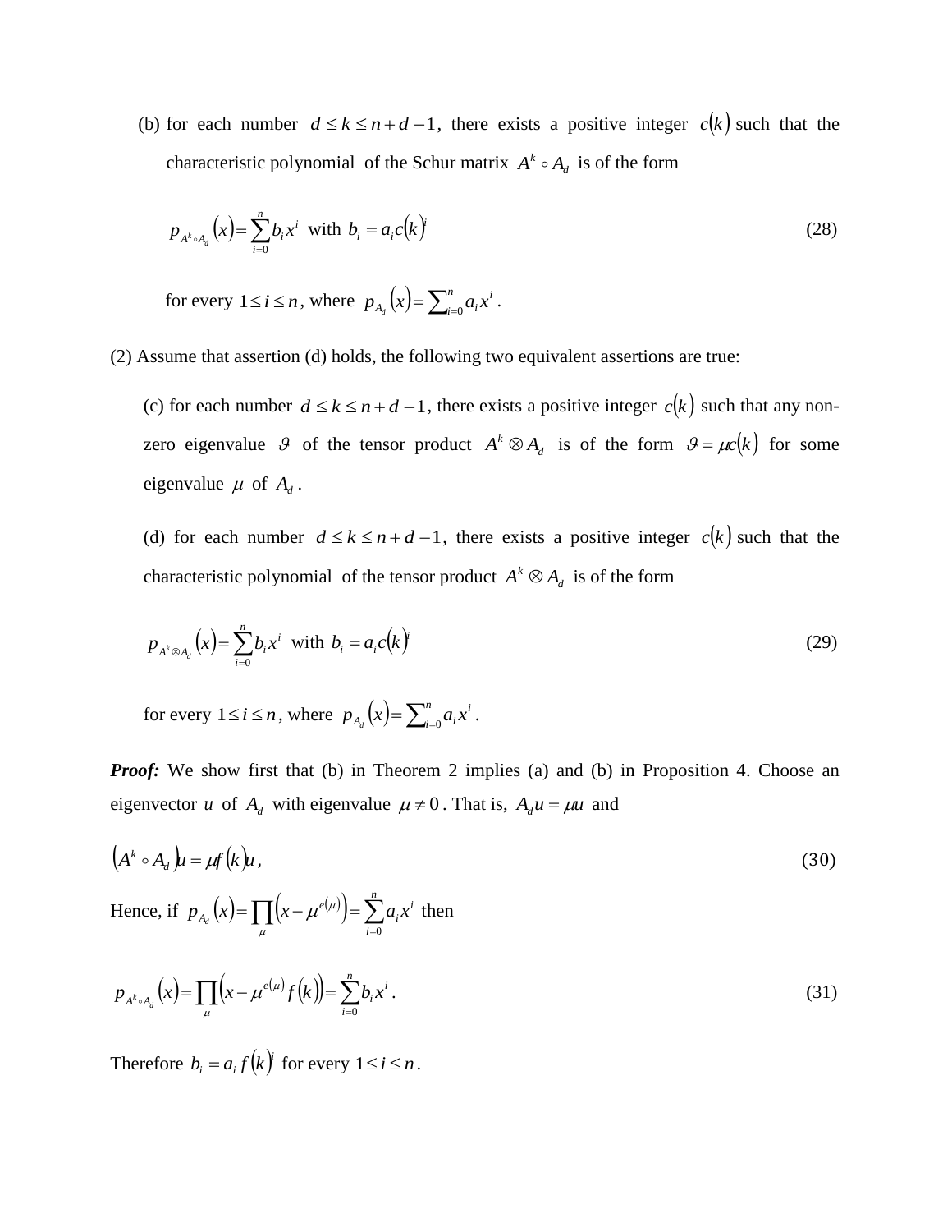(b) for each number $d \le k \le n+d-1$, there exists a positive integer $c(k)$ such that the characteristic polynomial of the Schur matrix $A^k \circ A_d$ is of the form

$$p_{A^k \circ A_d}(x) = \sum_{i=0}^{n} b_i x^i \text{ with } b_i = a_i c(k)^i \tag{28}$$

for every $1 \le i \le n$, where $p_{A_d}(x) = \sum_{i=0}^{n} a_i x^i$.

(2) Assume that assertion (d) holds, the following two equivalent assertions are true:

(c) for each number $d \le k \le n+d-1$, there exists a positive integer $c(k)$ such that any non-zero eigenvalue $\vartheta$ of the tensor product $A^k \otimes A_d$ is of the form $\vartheta = \mu c(k)$ for some eigenvalue $\mu$ of $A_d$.

(d) for each number $d \le k \le n+d-1$, there exists a positive integer $c(k)$ such that the characteristic polynomial of the tensor product $A^k \otimes A_d$ is of the form

$$p_{A^k \otimes A_d}(x) = \sum_{i=0}^{n} b_i x^i \text{ with } b_i = a_i c(k)^i \tag{29}$$

for every $1 \le i \le n$, where $p_{A_d}(x) = \sum_{i=0}^{n} a_i x^i$.

***Proof:*** We show first that (b) in Theorem 2 implies (a) and (b) in Proposition 4. Choose an eigenvector $u$ of $A_d$ with eigenvalue $\mu \ne 0$. That is, $A_d u = \mu u$ and

$$\left(A^k \circ A_d\right)u = \mu f(k)u, \tag{30}$$

Hence, if $p_{A_d}(x) = \prod_{\mu}\left(x - \mu^{e(\mu)}\right) = \sum_{i=0}^{n} a_i x^i$ then

$$p_{A^k \circ A_d}(x) = \prod_{\mu}\left(x - \mu^{e(\mu)} f(k)\right) = \sum_{i=0}^{n} b_i x^i. \tag{31}$$

Therefore $b_i = a_i f(k)^i$ for every $1 \le i \le n$.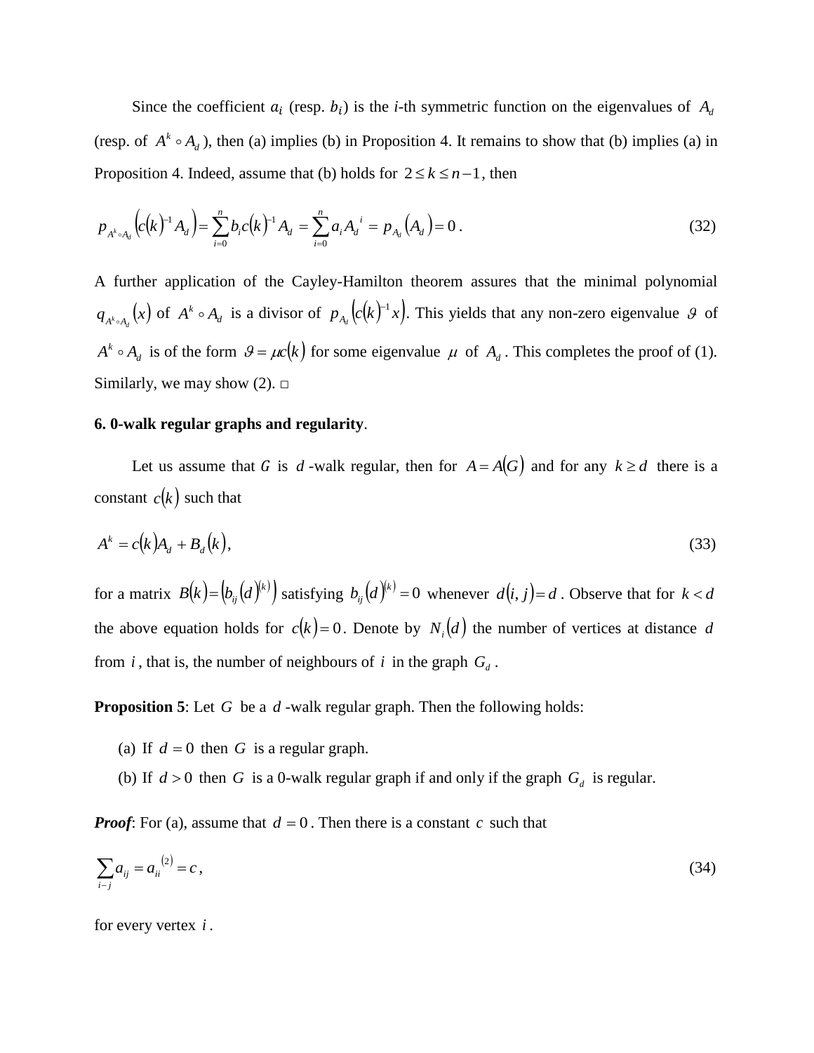Since the coefficient $a_i$ (resp. $b_i$) is the $i$-th symmetric function on the eigenvalues of $A_d$ (resp. of $A^k \circ A_d$), then (a) implies (b) in Proposition 4. It remains to show that (b) implies (a) in Proposition 4. Indeed, assume that (b) holds for $2 \le k \le n-1$, then

$$p_{A^k \circ A_d}\left(c(k)^{-1} A_d\right) = \sum_{i=0}^{n} b_i c(k)^{-1} A_d = \sum_{i=0}^{n} a_i A_d{}^i = p_{A_d}\left(A_d\right) = 0\,. \tag{32}$$

A further application of the Cayley-Hamilton theorem assures that the minimal polynomial $q_{A^k \circ A_d}(x)$ of $A^k \circ A_d$ is a divisor of $p_{A_d}\left(c(k)^{-1} x\right)$. This yields that any non-zero eigenvalue $\vartheta$ of $A^k \circ A_d$ is of the form $\vartheta = \mu c(k)$ for some eigenvalue $\mu$ of $A_d$. This completes the proof of (1). Similarly, we may show (2). □

**6. 0-walk regular graphs and regularity**.

Let us assume that $G$ is $d$-walk regular, then for $A = A(G)$ and for any $k \ge d$ there is a constant $c(k)$ such that

$$A^k = c(k) A_d + B_d(k), \tag{33}$$

for a matrix $B(k) = \left(b_{ij}(d)^{(k)}\right)$ satisfying $b_{ij}(d)^{(k)} = 0$ whenever $d(i,j) = d$. Observe that for $k < d$ the above equation holds for $c(k) = 0$. Denote by $N_i(d)$ the number of vertices at distance $d$ from $i$, that is, the number of neighbours of $i$ in the graph $G_d$.

**Proposition 5**: Let $G$ be a $d$-walk regular graph. Then the following holds:

(a) If $d = 0$ then $G$ is a regular graph.

(b) If $d > 0$ then $G$ is a 0-walk regular graph if and only if the graph $G_d$ is regular.

***Proof***: For (a), assume that $d = 0$. Then there is a constant $c$ such that

$$\sum_{i-j} a_{ij} = a_{ii}^{(2)} = c\,, \tag{34}$$

for every vertex $i$.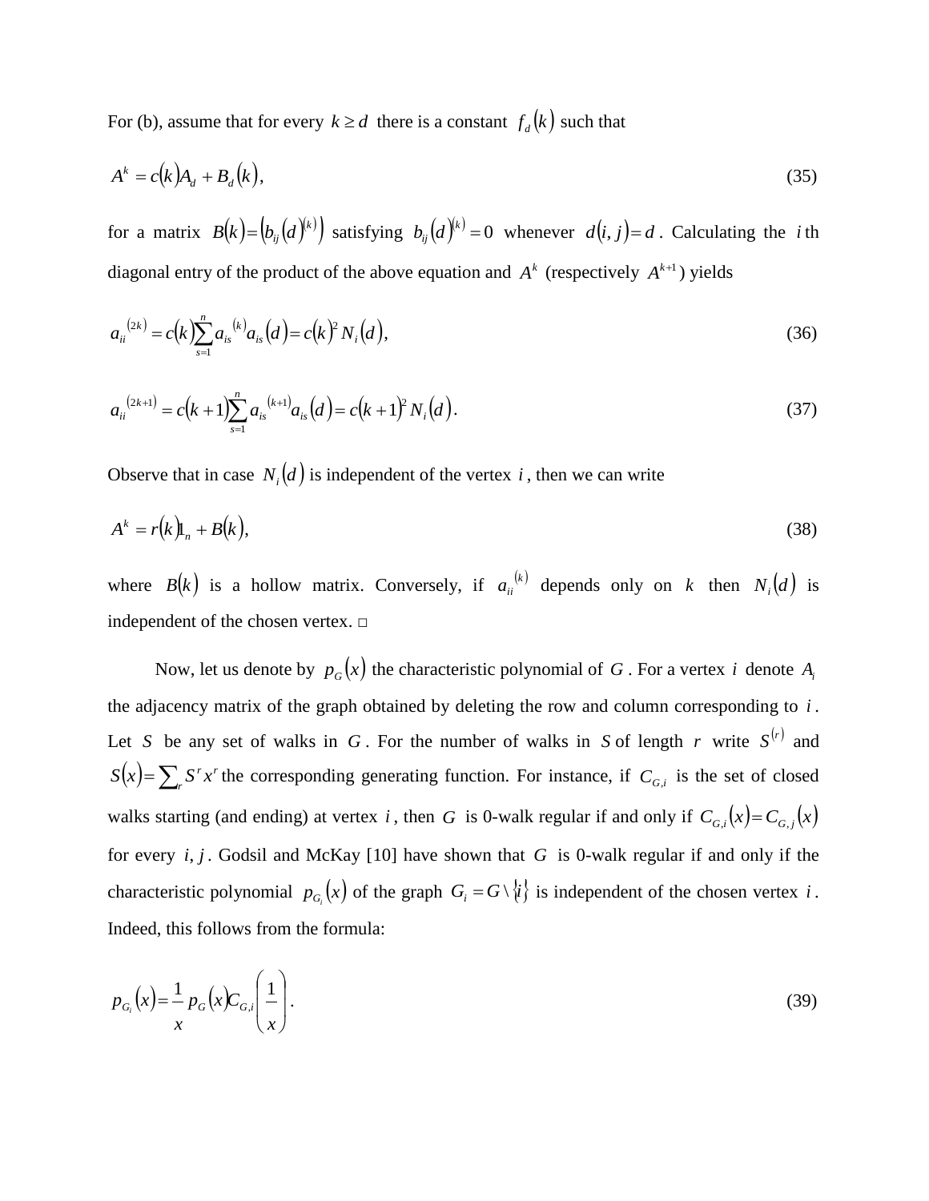For (b), assume that for every $k \geq d$ there is a constant $f_d(k)$ such that

$$A^k = c(k)A_d + B_d(k), \tag{35}$$

for a matrix $B(k) = \left(b_{ij}(d)^{(k)}\right)$ satisfying $b_{ij}(d)^{(k)} = 0$ whenever $d(i,j) = d$. Calculating the $i$ th diagonal entry of the product of the above equation and $A^k$ (respectively $A^{k+1}$) yields

$$a_{ii}^{(2k)} = c(k)\sum_{s=1}^{n} a_{is}^{(k)} a_{is}(d) = c(k)^2 N_i(d), \tag{36}$$

$$a_{ii}^{(2k+1)} = c(k+1)\sum_{s=1}^{n} a_{is}^{(k+1)} a_{is}(d) = c(k+1)^2 N_i(d). \tag{37}$$

Observe that in case $N_i(d)$ is independent of the vertex $i$, then we can write

$$A^k = r(k)1_n + B(k), \tag{38}$$

where $B(k)$ is a hollow matrix. Conversely, if $a_{ii}^{(k)}$ depends only on $k$ then $N_i(d)$ is independent of the chosen vertex. □

Now, let us denote by $p_G(x)$ the characteristic polynomial of $G$. For a vertex $i$ denote $A_i$ the adjacency matrix of the graph obtained by deleting the row and column corresponding to $i$. Let $S$ be any set of walks in $G$. For the number of walks in $S$ of length $r$ write $S^{(r)}$ and $S(x) = \sum_r S^r x^r$ the corresponding generating function. For instance, if $C_{G,i}$ is the set of closed walks starting (and ending) at vertex $i$, then $G$ is 0-walk regular if and only if $C_{G,i}(x) = C_{G,j}(x)$ for every $i, j$. Godsil and McKay [10] have shown that $G$ is 0-walk regular if and only if the characteristic polynomial $p_{G_i}(x)$ of the graph $G_i = G \setminus \{i\}$ is independent of the chosen vertex $i$. Indeed, this follows from the formula:

$$p_{G_i}(x) = \frac{1}{x} p_G(x) C_{G,i}\left(\frac{1}{x}\right). \tag{39}$$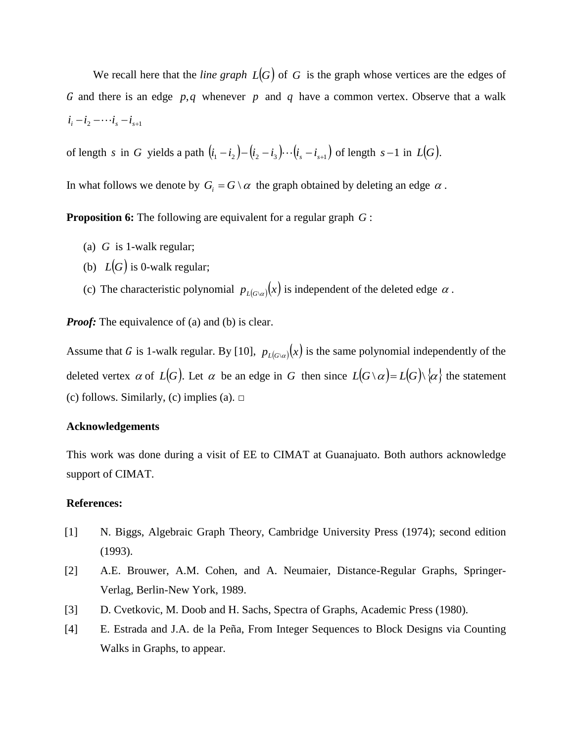We recall here that the *line graph* $L(G)$ of $G$ is the graph whose vertices are the edges of $G$ and there is an edge $p, q$ whenever $p$ and $q$ have a common vertex. Observe that a walk

$i_i - i_2 - \cdots i_s - i_{s+1}$

of length $s$ in $G$ yields a path $(i_1 - i_2) - (i_2 - i_3) \cdots (i_s - i_{s+1})$ of length $s-1$ in $L(G)$.

In what follows we denote by $G_i = G \setminus \alpha$ the graph obtained by deleting an edge $\alpha$.

**Proposition 6:** The following are equivalent for a regular graph $G$:

(a) $G$ is 1-walk regular;

(b) $L(G)$ is 0-walk regular;

(c) The characteristic polynomial $p_{L(G \setminus \alpha)}(x)$ is independent of the deleted edge $\alpha$.

***Proof:*** The equivalence of (a) and (b) is clear.

Assume that $G$ is 1-walk regular. By [10], $p_{L(G \setminus \alpha)}(x)$ is the same polynomial independently of the deleted vertex $\alpha$ of $L(G)$. Let $\alpha$ be an edge in $G$ then since $L(G \setminus \alpha) = L(G) \setminus \{\alpha\}$ the statement (c) follows. Similarly, (c) implies (a). □

**Acknowledgements**

This work was done during a visit of EE to CIMAT at Guanajuato. Both authors acknowledge support of CIMAT.

**References:**

[1] N. Biggs, Algebraic Graph Theory, Cambridge University Press (1974); second edition (1993).

[2] A.E. Brouwer, A.M. Cohen, and A. Neumaier, Distance-Regular Graphs, Springer-Verlag, Berlin-New York, 1989.

[3] D. Cvetkovic, M. Doob and H. Sachs, Spectra of Graphs, Academic Press (1980).

[4] E. Estrada and J.A. de la Peña, From Integer Sequences to Block Designs via Counting Walks in Graphs, to appear.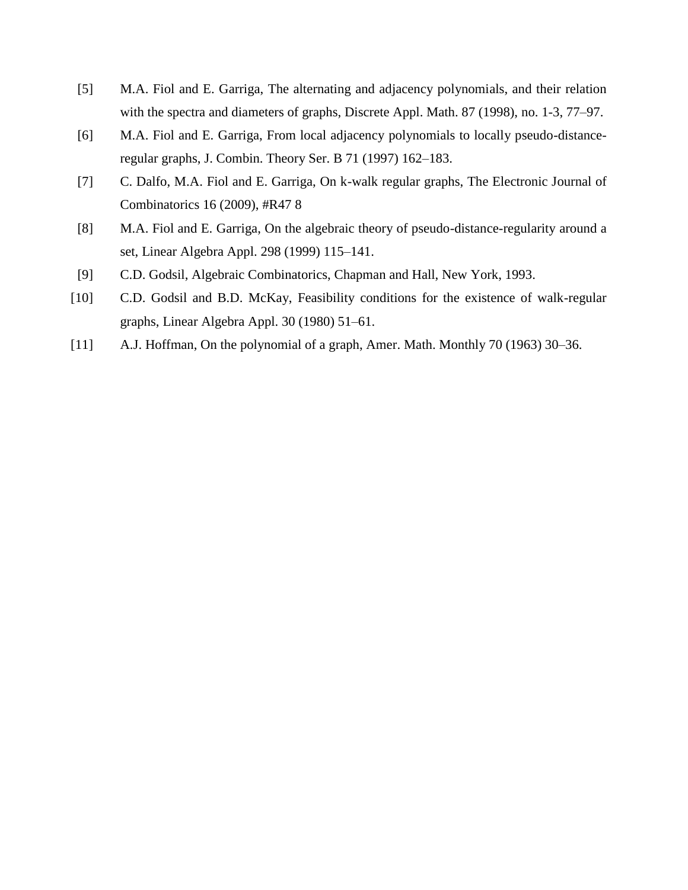[5] M.A. Fiol and E. Garriga, The alternating and adjacency polynomials, and their relation with the spectra and diameters of graphs, Discrete Appl. Math. 87 (1998), no. 1-3, 77–97.

[6] M.A. Fiol and E. Garriga, From local adjacency polynomials to locally pseudo-distance-regular graphs, J. Combin. Theory Ser. B 71 (1997) 162–183.

[7] C. Dalfo, M.A. Fiol and E. Garriga, On k-walk regular graphs, The Electronic Journal of Combinatorics 16 (2009), #R47 8

[8] M.A. Fiol and E. Garriga, On the algebraic theory of pseudo-distance-regularity around a set, Linear Algebra Appl. 298 (1999) 115–141.

[9] C.D. Godsil, Algebraic Combinatorics, Chapman and Hall, New York, 1993.

[10] C.D. Godsil and B.D. McKay, Feasibility conditions for the existence of walk-regular graphs, Linear Algebra Appl. 30 (1980) 51–61.

[11] A.J. Hoffman, On the polynomial of a graph, Amer. Math. Monthly 70 (1963) 30–36.